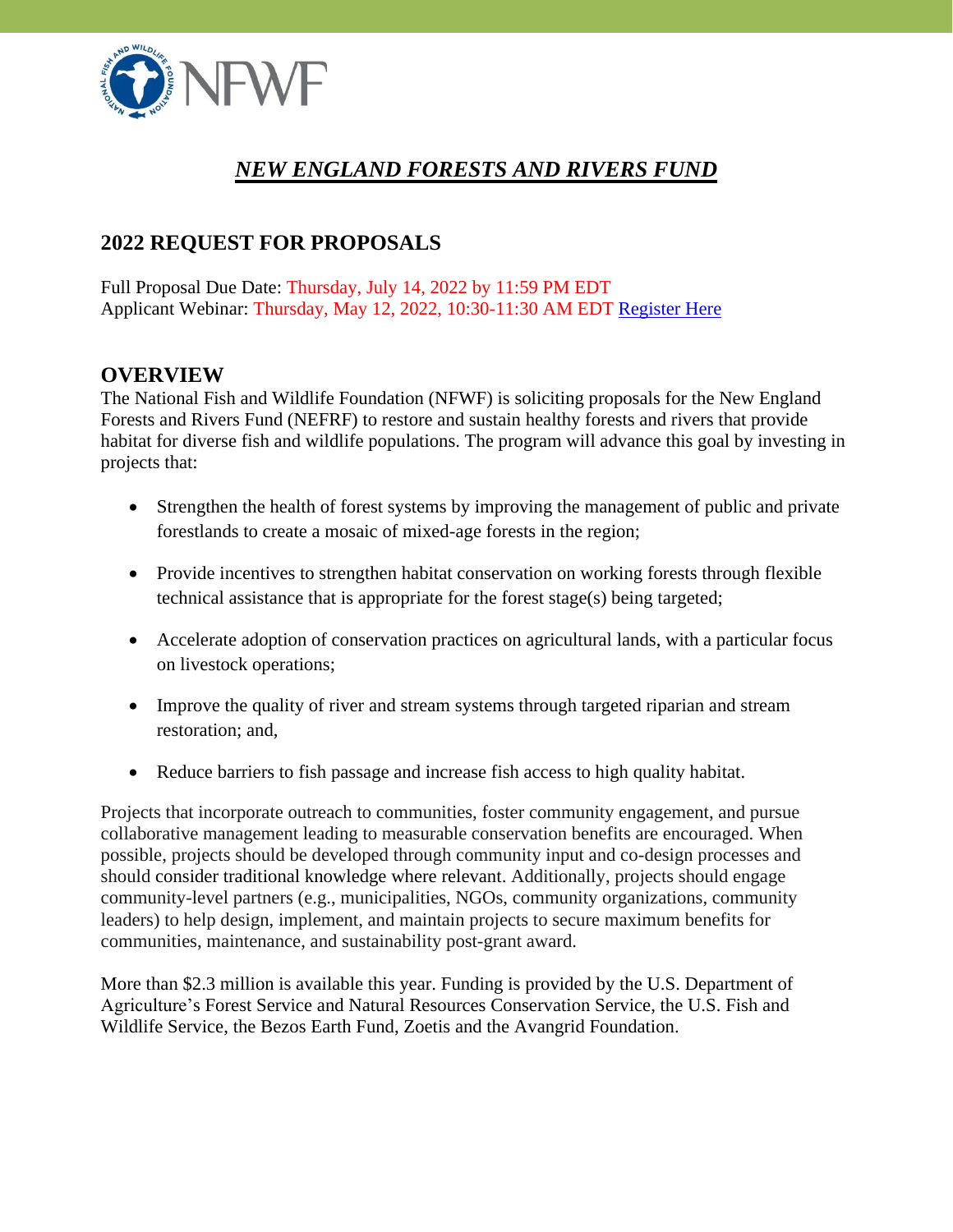# *NEW ENGLAND FORESTS AND RIVERS FUND*

## 2022 REQUEST FOR PROPOSALS

Full Proposal Due Date: Thursday, July 14, 2022 by 11:59 PM EDT
Applicant Webinar: Thursday, May 12, 2022, 10:30-11:30 AM EDT Register Here

## OVERVIEW

The National Fish and Wildlife Foundation (NFWF) is soliciting proposals for the New England Forests and Rivers Fund (NEFRF) to restore and sustain healthy forests and rivers that provide habitat for diverse fish and wildlife populations. The program will advance this goal by investing in projects that:

- Strengthen the health of forest systems by improving the management of public and private forestlands to create a mosaic of mixed-age forests in the region;
- Provide incentives to strengthen habitat conservation on working forests through flexible technical assistance that is appropriate for the forest stage(s) being targeted;
- Accelerate adoption of conservation practices on agricultural lands, with a particular focus on livestock operations;
- Improve the quality of river and stream systems through targeted riparian and stream restoration; and,
- Reduce barriers to fish passage and increase fish access to high quality habitat.

Projects that incorporate outreach to communities, foster community engagement, and pursue collaborative management leading to measurable conservation benefits are encouraged. When possible, projects should be developed through community input and co-design processes and should consider traditional knowledge where relevant. Additionally, projects should engage community-level partners (e.g., municipalities, NGOs, community organizations, community leaders) to help design, implement, and maintain projects to secure maximum benefits for communities, maintenance, and sustainability post-grant award.

More than $2.3 million is available this year. Funding is provided by the U.S. Department of Agriculture's Forest Service and Natural Resources Conservation Service, the U.S. Fish and Wildlife Service, the Bezos Earth Fund, Zoetis and the Avangrid Foundation.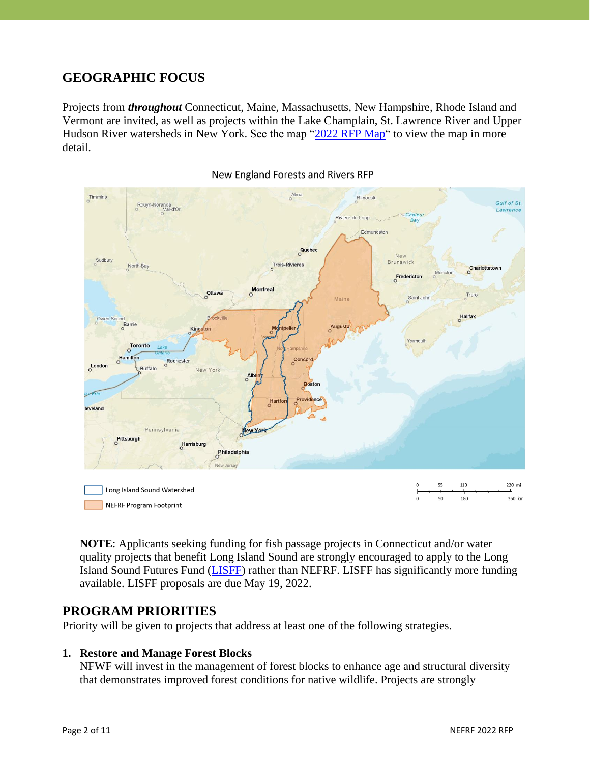## GEOGRAPHIC FOCUS

Projects from ***throughout*** Connecticut, Maine, Massachusetts, New Hampshire, Rhode Island and Vermont are invited, as well as projects within the Lake Champlain, St. Lawrence River and Upper Hudson River watersheds in New York. See the map "[2022 RFP Map]" to view the map in more detail.

New England Forests and Rivers RFP

Long Island Sound Watershed

NEFRF Program Footprint

**NOTE**: Applicants seeking funding for fish passage projects in Connecticut and/or water quality projects that benefit Long Island Sound are strongly encouraged to apply to the Long Island Sound Futures Fund (LISFF) rather than NEFRF. LISFF has significantly more funding available. LISFF proposals are due May 19, 2022.

## PROGRAM PRIORITIES

Priority will be given to projects that address at least one of the following strategies.

1. **Restore and Manage Forest Blocks**
   NFWF will invest in the management of forest blocks to enhance age and structural diversity that demonstrates improved forest conditions for native wildlife. Projects are strongly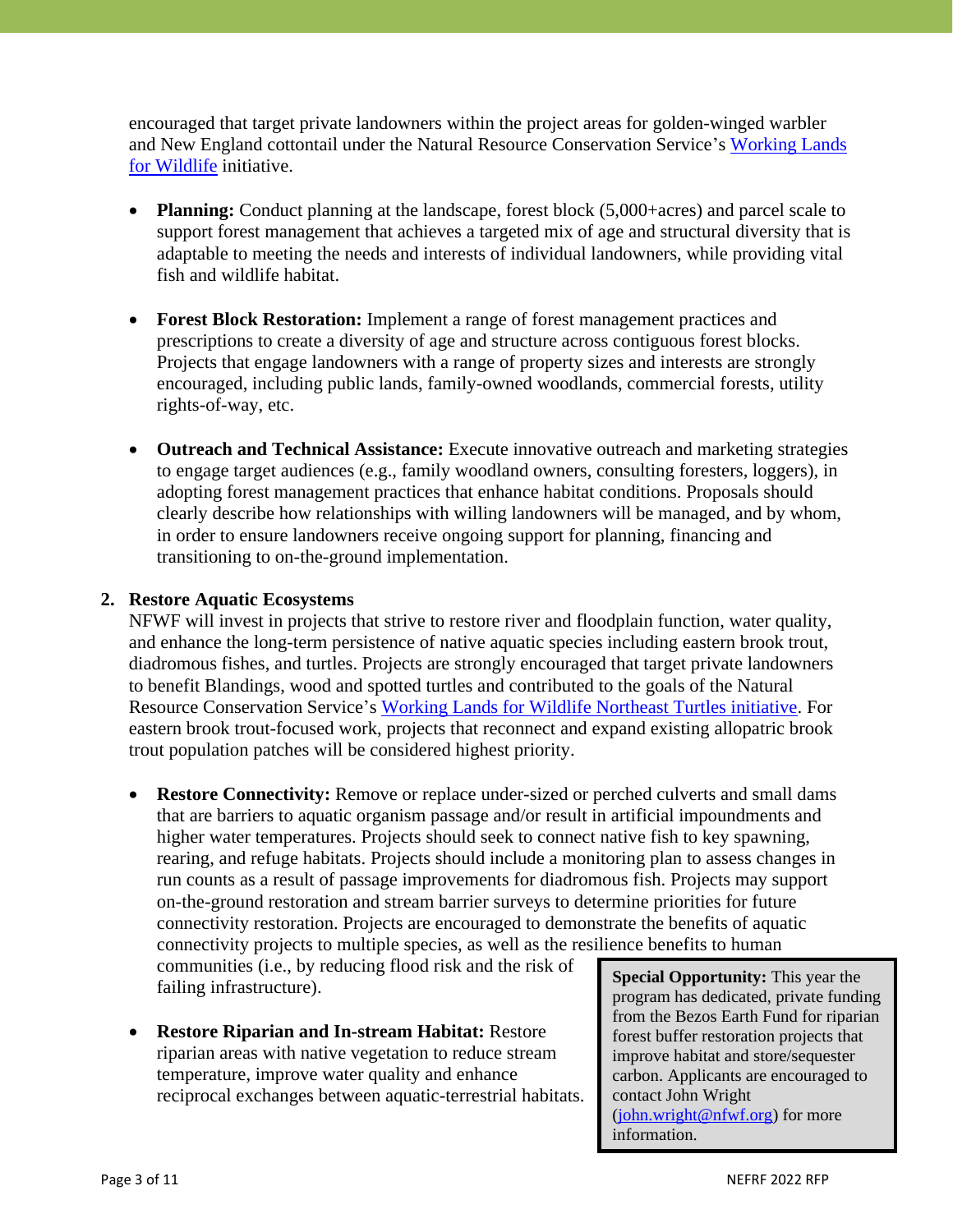encouraged that target private landowners within the project areas for golden-winged warbler and New England cottontail under the Natural Resource Conservation Service's [Working Lands for Wildlife](#) initiative.

- **Planning:** Conduct planning at the landscape, forest block (5,000+acres) and parcel scale to support forest management that achieves a targeted mix of age and structural diversity that is adaptable to meeting the needs and interests of individual landowners, while providing vital fish and wildlife habitat.

- **Forest Block Restoration:** Implement a range of forest management practices and prescriptions to create a diversity of age and structure across contiguous forest blocks. Projects that engage landowners with a range of property sizes and interests are strongly encouraged, including public lands, family-owned woodlands, commercial forests, utility rights-of-way, etc.

- **Outreach and Technical Assistance:** Execute innovative outreach and marketing strategies to engage target audiences (e.g., family woodland owners, consulting foresters, loggers), in adopting forest management practices that enhance habitat conditions. Proposals should clearly describe how relationships with willing landowners will be managed, and by whom, in order to ensure landowners receive ongoing support for planning, financing and transitioning to on-the-ground implementation.

2. **Restore Aquatic Ecosystems**

NFWF will invest in projects that strive to restore river and floodplain function, water quality, and enhance the long-term persistence of native aquatic species including eastern brook trout, diadromous fishes, and turtles. Projects are strongly encouraged that target private landowners to benefit Blandings, wood and spotted turtles and contributed to the goals of the Natural Resource Conservation Service's [Working Lands for Wildlife Northeast Turtles initiative](#). For eastern brook trout-focused work, projects that reconnect and expand existing allopatric brook trout population patches will be considered highest priority.

- **Restore Connectivity:** Remove or replace under-sized or perched culverts and small dams that are barriers to aquatic organism passage and/or result in artificial impoundments and higher water temperatures. Projects should seek to connect native fish to key spawning, rearing, and refuge habitats. Projects should include a monitoring plan to assess changes in run counts as a result of passage improvements for diadromous fish. Projects may support on-the-ground restoration and stream barrier surveys to determine priorities for future connectivity restoration. Projects are encouraged to demonstrate the benefits of aquatic connectivity projects to multiple species, as well as the resilience benefits to human communities (i.e., by reducing flood risk and the risk of failing infrastructure).

- **Restore Riparian and In-stream Habitat:** Restore riparian areas with native vegetation to reduce stream temperature, improve water quality and enhance reciprocal exchanges between aquatic-terrestrial habitats.

> **Special Opportunity:** This year the program has dedicated, private funding from the Bezos Earth Fund for riparian forest buffer restoration projects that improve habitat and store/sequester carbon. Applicants are encouraged to contact John Wright ([john.wright@nfwf.org](mailto:john.wright@nfwf.org)) for more information.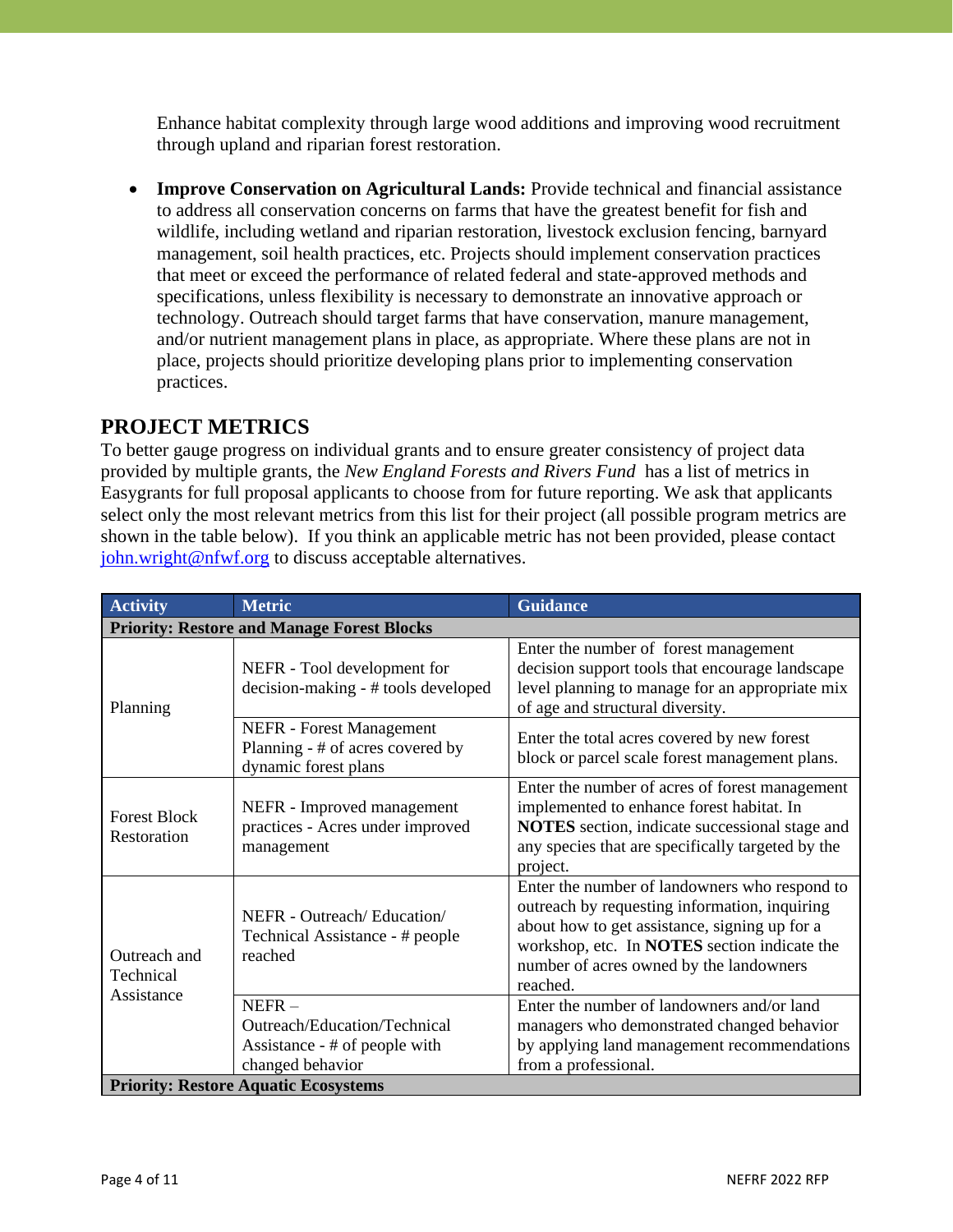Enhance habitat complexity through large wood additions and improving wood recruitment through upland and riparian forest restoration.

- **Improve Conservation on Agricultural Lands:** Provide technical and financial assistance to address all conservation concerns on farms that have the greatest benefit for fish and wildlife, including wetland and riparian restoration, livestock exclusion fencing, barnyard management, soil health practices, etc. Projects should implement conservation practices that meet or exceed the performance of related federal and state-approved methods and specifications, unless flexibility is necessary to demonstrate an innovative approach or technology. Outreach should target farms that have conservation, manure management, and/or nutrient management plans in place, as appropriate. Where these plans are not in place, projects should prioritize developing plans prior to implementing conservation practices.

## PROJECT METRICS

To better gauge progress on individual grants and to ensure greater consistency of project data provided by multiple grants, the *New England Forests and Rivers Fund* has a list of metrics in Easygrants for full proposal applicants to choose from for future reporting. We ask that applicants select only the most relevant metrics from this list for their project (all possible program metrics are shown in the table below). If you think an applicable metric has not been provided, please contact john.wright@nfwf.org to discuss acceptable alternatives.

| Activity | Metric | Guidance |
|---|---|---|
| **Priority: Restore and Manage Forest Blocks** | | |
| Planning | NEFR - Tool development for decision-making - # tools developed | Enter the number of forest management decision support tools that encourage landscape level planning to manage for an appropriate mix of age and structural diversity. |
| | NEFR - Forest Management Planning - # of acres covered by dynamic forest plans | Enter the total acres covered by new forest block or parcel scale forest management plans. |
| Forest Block Restoration | NEFR - Improved management practices - Acres under improved management | Enter the number of acres of forest management implemented to enhance forest habitat. In **NOTES** section, indicate successional stage and any species that are specifically targeted by the project. |
| Outreach and Technical Assistance | NEFR - Outreach/ Education/ Technical Assistance - # people reached | Enter the number of landowners who respond to outreach by requesting information, inquiring about how to get assistance, signing up for a workshop, etc. In **NOTES** section indicate the number of acres owned by the landowners reached. |
| | NEFR – Outreach/Education/Technical Assistance - # of people with changed behavior | Enter the number of landowners and/or land managers who demonstrated changed behavior by applying land management recommendations from a professional. |
| **Priority: Restore Aquatic Ecosystems** | | |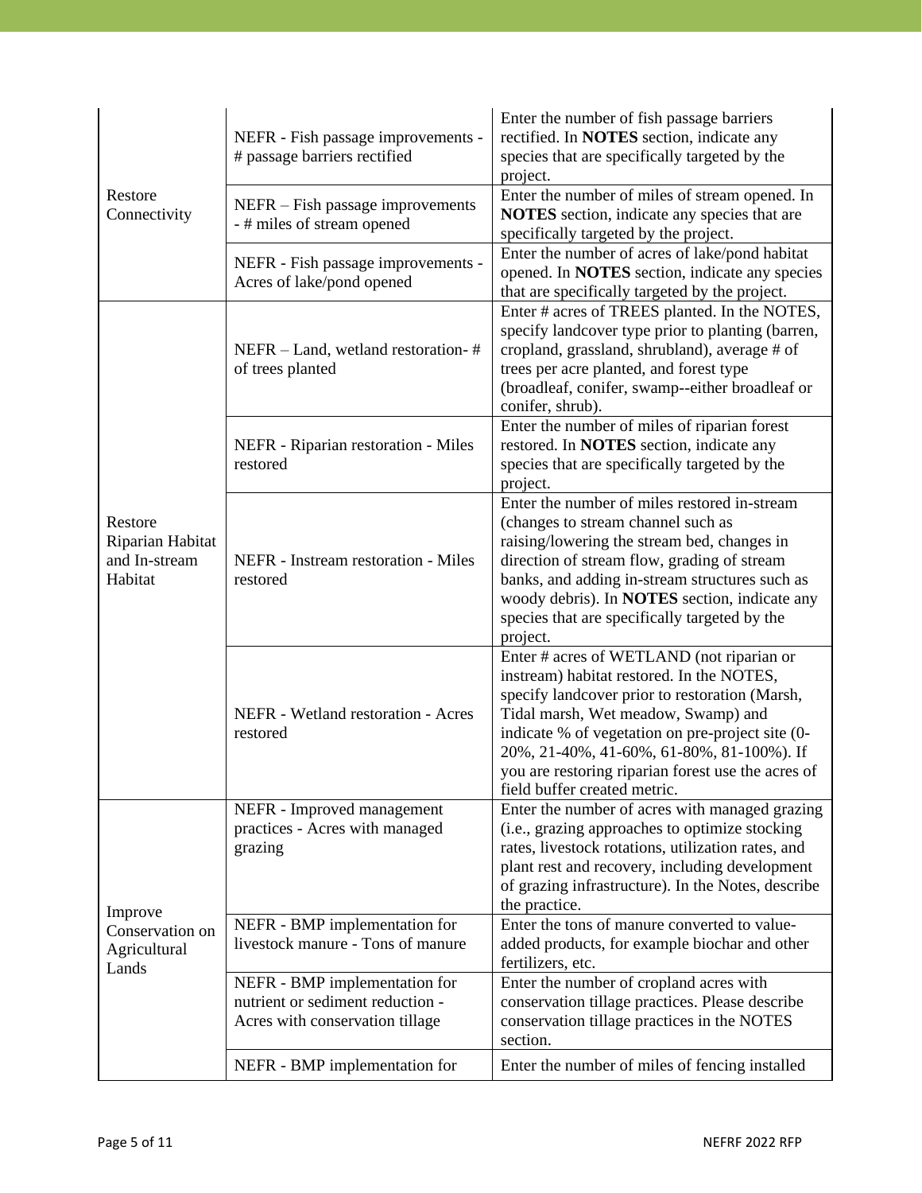| | | |
|---|---|---|
| Restore Connectivity | NEFR - Fish passage improvements - # passage barriers rectified | Enter the number of fish passage barriers rectified. In **NOTES** section, indicate any species that are specifically targeted by the project. |
| | NEFR – Fish passage improvements - # miles of stream opened | Enter the number of miles of stream opened. In **NOTES** section, indicate any species that are specifically targeted by the project. |
| | NEFR - Fish passage improvements - Acres of lake/pond opened | Enter the number of acres of lake/pond habitat opened. In **NOTES** section, indicate any species that are specifically targeted by the project. |
| Restore Riparian Habitat and In-stream Habitat | NEFR – Land, wetland restoration- # of trees planted | Enter # acres of TREES planted. In the NOTES, specify landcover type prior to planting (barren, cropland, grassland, shrubland), average # of trees per acre planted, and forest type (broadleaf, conifer, swamp--either broadleaf or conifer, shrub). |
| | NEFR - Riparian restoration - Miles restored | Enter the number of miles of riparian forest restored. In **NOTES** section, indicate any species that are specifically targeted by the project. |
| | NEFR - Instream restoration - Miles restored | Enter the number of miles restored in-stream (changes to stream channel such as raising/lowering the stream bed, changes in direction of stream flow, grading of stream banks, and adding in-stream structures such as woody debris). In **NOTES** section, indicate any species that are specifically targeted by the project. |
| | NEFR - Wetland restoration - Acres restored | Enter # acres of WETLAND (not riparian or instream) habitat restored. In the NOTES, specify landcover prior to restoration (Marsh, Tidal marsh, Wet meadow, Swamp) and indicate % of vegetation on pre-project site (0-20%, 21-40%, 41-60%, 61-80%, 81-100%). If you are restoring riparian forest use the acres of field buffer created metric. |
| Improve Conservation on Agricultural Lands | NEFR - Improved management practices - Acres with managed grazing | Enter the number of acres with managed grazing (i.e., grazing approaches to optimize stocking rates, livestock rotations, utilization rates, and plant rest and recovery, including development of grazing infrastructure). In the Notes, describe the practice. |
| | NEFR - BMP implementation for livestock manure - Tons of manure | Enter the tons of manure converted to value-added products, for example biochar and other fertilizers, etc. |
| | NEFR - BMP implementation for nutrient or sediment reduction - Acres with conservation tillage | Enter the number of cropland acres with conservation tillage practices. Please describe conservation tillage practices in the NOTES section. |
| | NEFR - BMP implementation for | Enter the number of miles of fencing installed |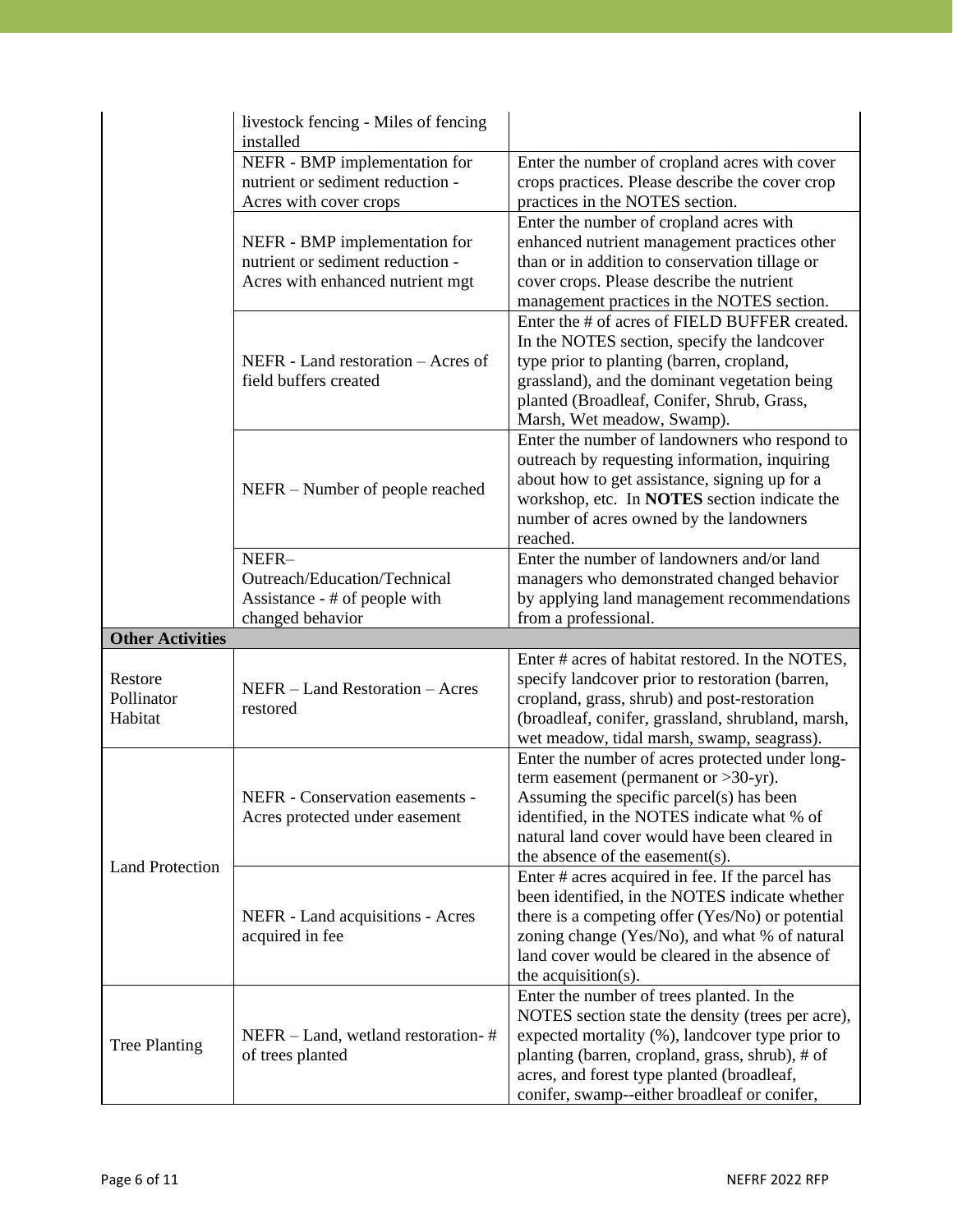| | | |
|---|---|---|
| | livestock fencing - Miles of fencing installed | |
| | NEFR - BMP implementation for nutrient or sediment reduction - Acres with cover crops | Enter the number of cropland acres with cover crops practices. Please describe the cover crop practices in the NOTES section. |
| | NEFR - BMP implementation for nutrient or sediment reduction - Acres with enhanced nutrient mgt | Enter the number of cropland acres with enhanced nutrient management practices other than or in addition to conservation tillage or cover crops. Please describe the nutrient management practices in the NOTES section. |
| | NEFR - Land restoration – Acres of field buffers created | Enter the # of acres of FIELD BUFFER created. In the NOTES section, specify the landcover type prior to planting (barren, cropland, grassland), and the dominant vegetation being planted (Broadleaf, Conifer, Shrub, Grass, Marsh, Wet meadow, Swamp). |
| | NEFR – Number of people reached | Enter the number of landowners who respond to outreach by requesting information, inquiring about how to get assistance, signing up for a workshop, etc. In **NOTES** section indicate the number of acres owned by the landowners reached. |
| | NEFR– Outreach/Education/Technical Assistance - # of people with changed behavior | Enter the number of landowners and/or land managers who demonstrated changed behavior by applying land management recommendations from a professional. |
| **Other Activities** | | |
| Restore Pollinator Habitat | NEFR – Land Restoration – Acres restored | Enter # acres of habitat restored. In the NOTES, specify landcover prior to restoration (barren, cropland, grass, shrub) and post-restoration (broadleaf, conifer, grassland, shrubland, marsh, wet meadow, tidal marsh, swamp, seagrass). |
| Land Protection | NEFR - Conservation easements - Acres protected under easement | Enter the number of acres protected under long-term easement (permanent or >30-yr). Assuming the specific parcel(s) has been identified, in the NOTES indicate what % of natural land cover would have been cleared in the absence of the easement(s). |
| | NEFR - Land acquisitions - Acres acquired in fee | Enter # acres acquired in fee. If the parcel has been identified, in the NOTES indicate whether there is a competing offer (Yes/No) or potential zoning change (Yes/No), and what % of natural land cover would be cleared in the absence of the acquisition(s). |
| Tree Planting | NEFR – Land, wetland restoration- # of trees planted | Enter the number of trees planted. In the NOTES section state the density (trees per acre), expected mortality (%), landcover type prior to planting (barren, cropland, grass, shrub), # of acres, and forest type planted (broadleaf, conifer, swamp--either broadleaf or conifer, |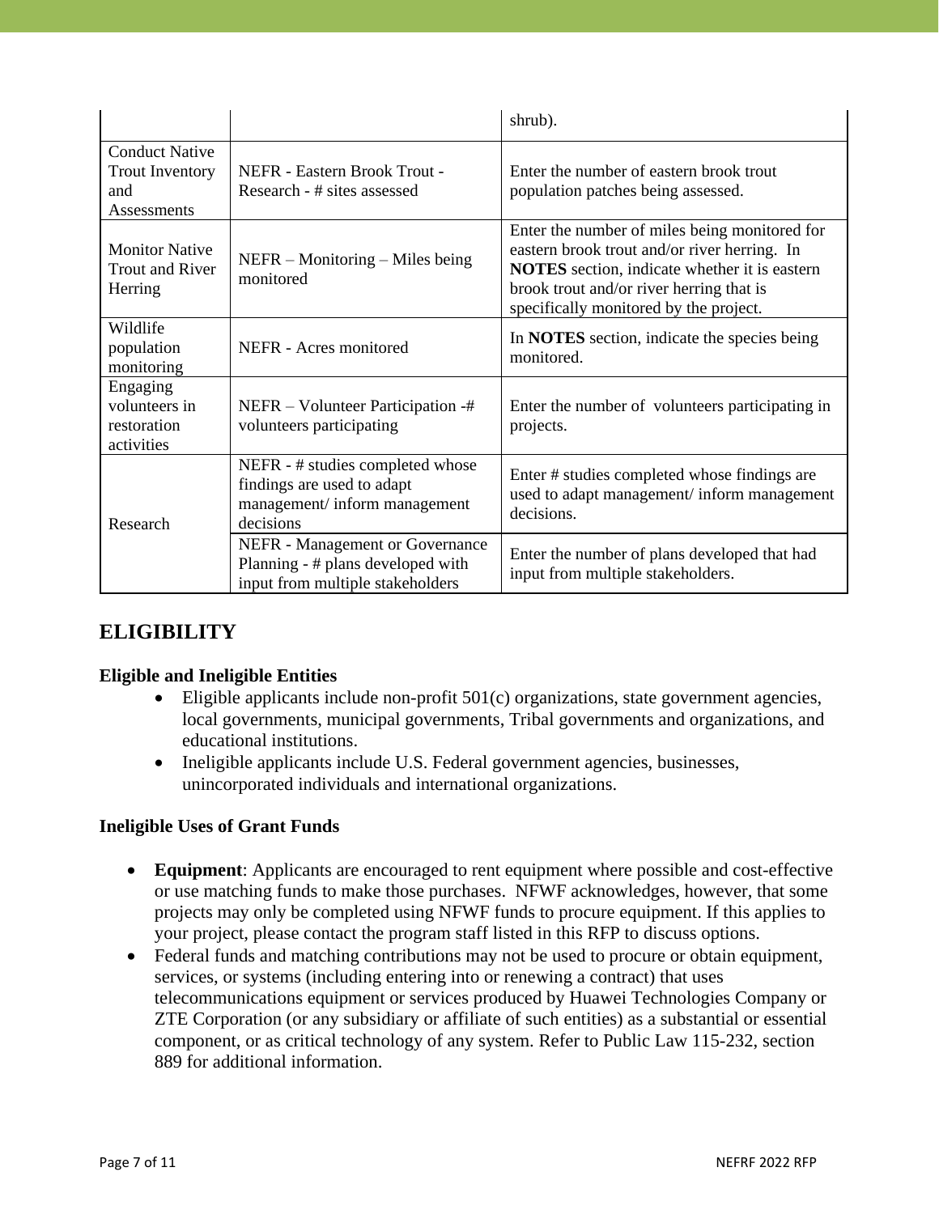| | | shrub). |
|---|---|---|
| Conduct Native Trout Inventory and Assessments | NEFR - Eastern Brook Trout - Research - # sites assessed | Enter the number of eastern brook trout population patches being assessed. |
| Monitor Native Trout and River Herring | NEFR – Monitoring – Miles being monitored | Enter the number of miles being monitored for eastern brook trout and/or river herring. In **NOTES** section, indicate whether it is eastern brook trout and/or river herring that is specifically monitored by the project. |
| Wildlife population monitoring | NEFR - Acres monitored | In **NOTES** section, indicate the species being monitored. |
| Engaging volunteers in restoration activities | NEFR – Volunteer Participation -# volunteers participating | Enter the number of volunteers participating in projects. |
| Research | NEFR - # studies completed whose findings are used to adapt management/ inform management decisions | Enter # studies completed whose findings are used to adapt management/ inform management decisions. |
| | NEFR - Management or Governance Planning - # plans developed with input from multiple stakeholders | Enter the number of plans developed that had input from multiple stakeholders. |

## ELIGIBILITY

### Eligible and Ineligible Entities

- Eligible applicants include non-profit 501(c) organizations, state government agencies, local governments, municipal governments, Tribal governments and organizations, and educational institutions.
- Ineligible applicants include U.S. Federal government agencies, businesses, unincorporated individuals and international organizations.

### Ineligible Uses of Grant Funds

- **Equipment**: Applicants are encouraged to rent equipment where possible and cost-effective or use matching funds to make those purchases. NFWF acknowledges, however, that some projects may only be completed using NFWF funds to procure equipment. If this applies to your project, please contact the program staff listed in this RFP to discuss options.
- Federal funds and matching contributions may not be used to procure or obtain equipment, services, or systems (including entering into or renewing a contract) that uses telecommunications equipment or services produced by Huawei Technologies Company or ZTE Corporation (or any subsidiary or affiliate of such entities) as a substantial or essential component, or as critical technology of any system. Refer to Public Law 115-232, section 889 for additional information.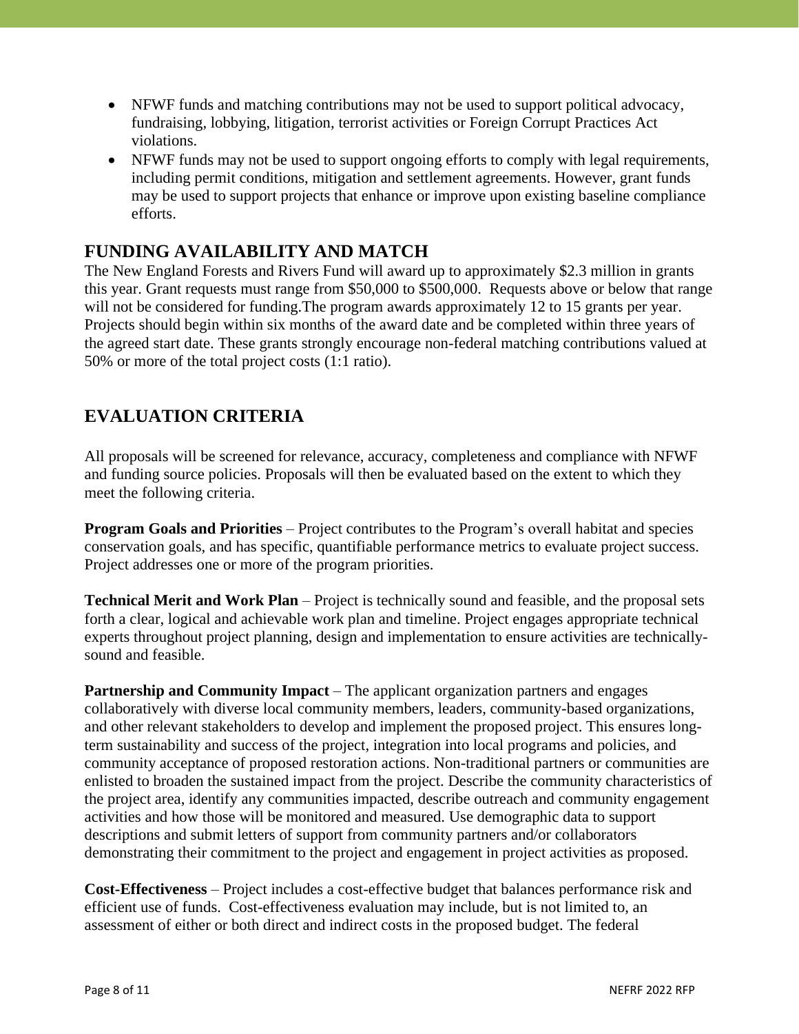- NFWF funds and matching contributions may not be used to support political advocacy, fundraising, lobbying, litigation, terrorist activities or Foreign Corrupt Practices Act violations.
- NFWF funds may not be used to support ongoing efforts to comply with legal requirements, including permit conditions, mitigation and settlement agreements. However, grant funds may be used to support projects that enhance or improve upon existing baseline compliance efforts.

## FUNDING AVAILABILITY AND MATCH

The New England Forests and Rivers Fund will award up to approximately $2.3 million in grants this year. Grant requests must range from $50,000 to $500,000. Requests above or below that range will not be considered for funding.The program awards approximately 12 to 15 grants per year. Projects should begin within six months of the award date and be completed within three years of the agreed start date. These grants strongly encourage non-federal matching contributions valued at 50% or more of the total project costs (1:1 ratio).

## EVALUATION CRITERIA

All proposals will be screened for relevance, accuracy, completeness and compliance with NFWF and funding source policies. Proposals will then be evaluated based on the extent to which they meet the following criteria.

**Program Goals and Priorities** – Project contributes to the Program's overall habitat and species conservation goals, and has specific, quantifiable performance metrics to evaluate project success. Project addresses one or more of the program priorities.

**Technical Merit and Work Plan** – Project is technically sound and feasible, and the proposal sets forth a clear, logical and achievable work plan and timeline. Project engages appropriate technical experts throughout project planning, design and implementation to ensure activities are technically-sound and feasible.

**Partnership and Community Impact** – The applicant organization partners and engages collaboratively with diverse local community members, leaders, community-based organizations, and other relevant stakeholders to develop and implement the proposed project. This ensures long-term sustainability and success of the project, integration into local programs and policies, and community acceptance of proposed restoration actions. Non-traditional partners or communities are enlisted to broaden the sustained impact from the project. Describe the community characteristics of the project area, identify any communities impacted, describe outreach and community engagement activities and how those will be monitored and measured. Use demographic data to support descriptions and submit letters of support from community partners and/or collaborators demonstrating their commitment to the project and engagement in project activities as proposed.

**Cost-Effectiveness** – Project includes a cost-effective budget that balances performance risk and efficient use of funds. Cost-effectiveness evaluation may include, but is not limited to, an assessment of either or both direct and indirect costs in the proposed budget. The federal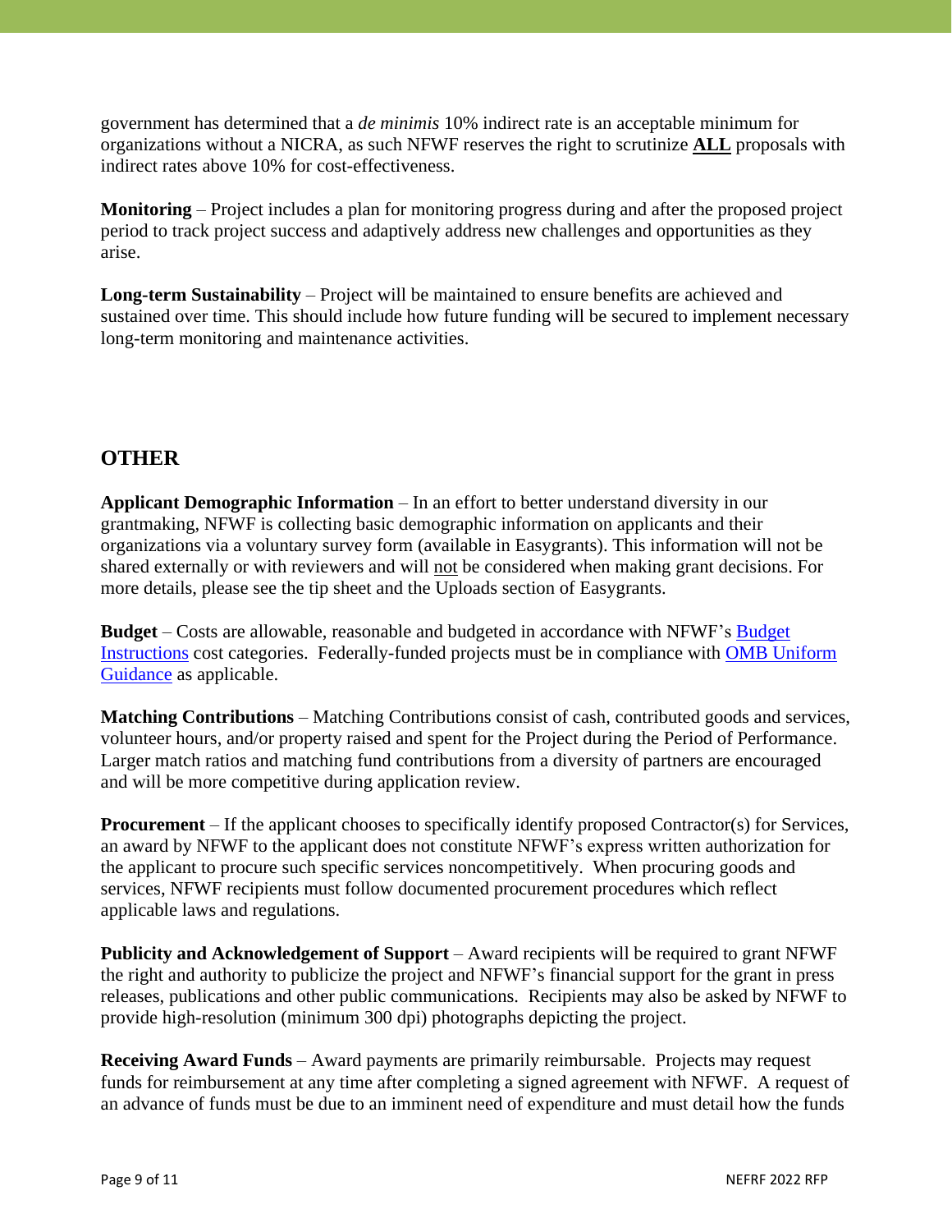government has determined that a *de minimis* 10% indirect rate is an acceptable minimum for organizations without a NICRA, as such NFWF reserves the right to scrutinize **ALL** proposals with indirect rates above 10% for cost-effectiveness.

**Monitoring** – Project includes a plan for monitoring progress during and after the proposed project period to track project success and adaptively address new challenges and opportunities as they arise.

**Long-term Sustainability** – Project will be maintained to ensure benefits are achieved and sustained over time. This should include how future funding will be secured to implement necessary long-term monitoring and maintenance activities.

## OTHER

**Applicant Demographic Information** – In an effort to better understand diversity in our grantmaking, NFWF is collecting basic demographic information on applicants and their organizations via a voluntary survey form (available in Easygrants). This information will not be shared externally or with reviewers and will not be considered when making grant decisions. For more details, please see the tip sheet and the Uploads section of Easygrants.

**Budget** – Costs are allowable, reasonable and budgeted in accordance with NFWF's Budget Instructions cost categories. Federally-funded projects must be in compliance with OMB Uniform Guidance as applicable.

**Matching Contributions** – Matching Contributions consist of cash, contributed goods and services, volunteer hours, and/or property raised and spent for the Project during the Period of Performance. Larger match ratios and matching fund contributions from a diversity of partners are encouraged and will be more competitive during application review.

**Procurement** – If the applicant chooses to specifically identify proposed Contractor(s) for Services, an award by NFWF to the applicant does not constitute NFWF's express written authorization for the applicant to procure such specific services noncompetitively. When procuring goods and services, NFWF recipients must follow documented procurement procedures which reflect applicable laws and regulations.

**Publicity and Acknowledgement of Support** – Award recipients will be required to grant NFWF the right and authority to publicize the project and NFWF's financial support for the grant in press releases, publications and other public communications. Recipients may also be asked by NFWF to provide high-resolution (minimum 300 dpi) photographs depicting the project.

**Receiving Award Funds** – Award payments are primarily reimbursable. Projects may request funds for reimbursement at any time after completing a signed agreement with NFWF. A request of an advance of funds must be due to an imminent need of expenditure and must detail how the funds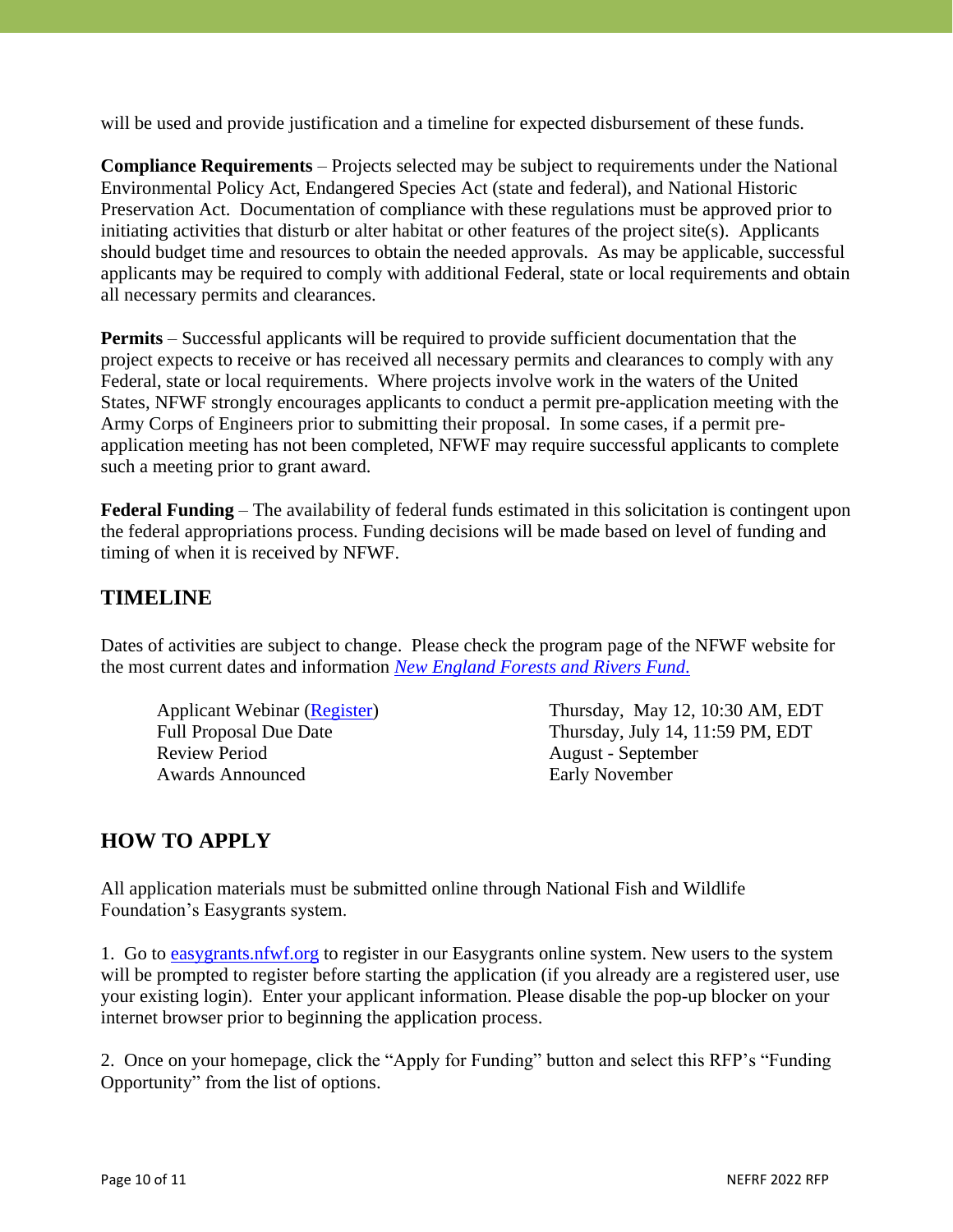will be used and provide justification and a timeline for expected disbursement of these funds.

**Compliance Requirements** – Projects selected may be subject to requirements under the National Environmental Policy Act, Endangered Species Act (state and federal), and National Historic Preservation Act. Documentation of compliance with these regulations must be approved prior to initiating activities that disturb or alter habitat or other features of the project site(s). Applicants should budget time and resources to obtain the needed approvals. As may be applicable, successful applicants may be required to comply with additional Federal, state or local requirements and obtain all necessary permits and clearances.

**Permits** – Successful applicants will be required to provide sufficient documentation that the project expects to receive or has received all necessary permits and clearances to comply with any Federal, state or local requirements. Where projects involve work in the waters of the United States, NFWF strongly encourages applicants to conduct a permit pre-application meeting with the Army Corps of Engineers prior to submitting their proposal. In some cases, if a permit pre-application meeting has not been completed, NFWF may require successful applicants to complete such a meeting prior to grant award.

**Federal Funding** – The availability of federal funds estimated in this solicitation is contingent upon the federal appropriations process. Funding decisions will be made based on level of funding and timing of when it is received by NFWF.

## TIMELINE

Dates of activities are subject to change. Please check the program page of the NFWF website for the most current dates and information *[New England Forests and Rivers Fund.](#)*

| | |
|---|---|
| Applicant Webinar ([Register](#)) | Thursday, May 12, 10:30 AM, EDT |
| Full Proposal Due Date | Thursday, July 14, 11:59 PM, EDT |
| Review Period | August - September |
| Awards Announced | Early November |

## HOW TO APPLY

All application materials must be submitted online through National Fish and Wildlife Foundation's Easygrants system.

1. Go to [easygrants.nfwf.org](#) to register in our Easygrants online system. New users to the system will be prompted to register before starting the application (if you already are a registered user, use your existing login). Enter your applicant information. Please disable the pop-up blocker on your internet browser prior to beginning the application process.

2. Once on your homepage, click the "Apply for Funding" button and select this RFP's "Funding Opportunity" from the list of options.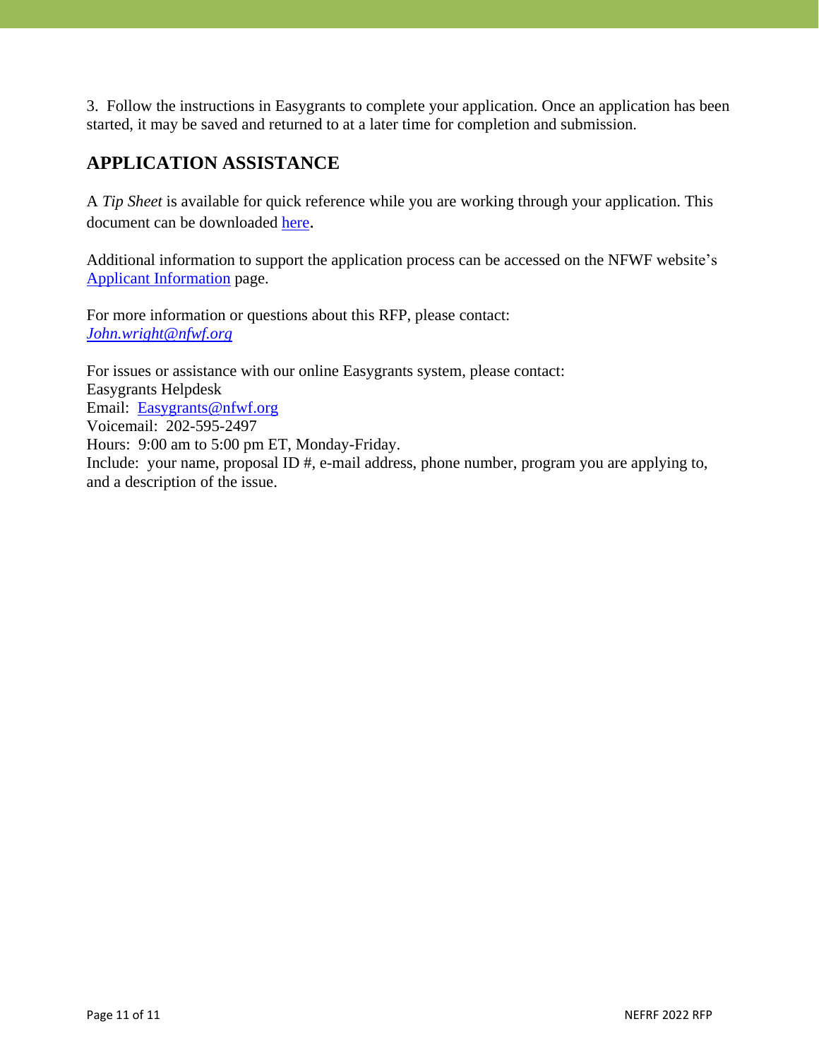3. Follow the instructions in Easygrants to complete your application. Once an application has been started, it may be saved and returned to at a later time for completion and submission.

## APPLICATION ASSISTANCE

A *Tip Sheet* is available for quick reference while you are working through your application. This document can be downloaded here.

Additional information to support the application process can be accessed on the NFWF website's Applicant Information page.

For more information or questions about this RFP, please contact:
*John.wright@nfwf.org*

For issues or assistance with our online Easygrants system, please contact:
Easygrants Helpdesk
Email: Easygrants@nfwf.org
Voicemail: 202-595-2497
Hours: 9:00 am to 5:00 pm ET, Monday-Friday.
Include: your name, proposal ID #, e-mail address, phone number, program you are applying to, and a description of the issue.